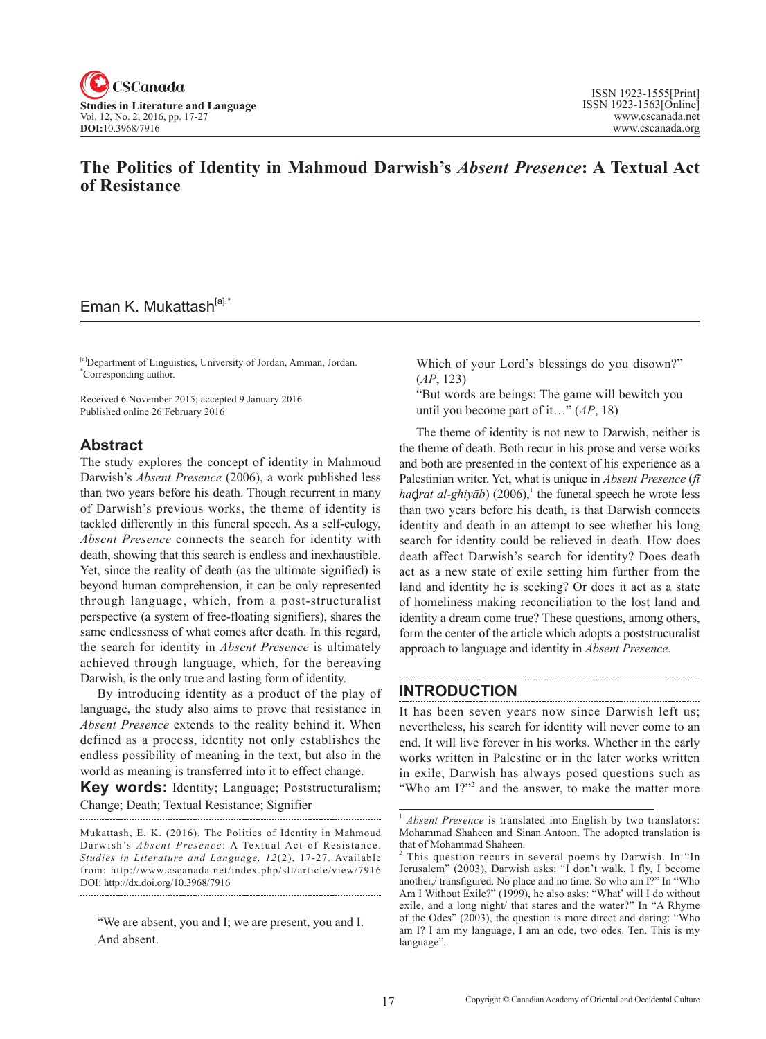# The Politics of Identity in Mahmoud Darwish's *Absent Presence*: A Textual Act of Resistance

Eman K. Mukattash[a],*

[a]Department of Linguistics, University of Jordan, Amman, Jordan.
*Corresponding author.

Received 6 November 2015; accepted 9 January 2016
Published online 26 February 2016

## Abstract

The study explores the concept of identity in Mahmoud Darwish's *Absent Presence* (2006), a work published less than two years before his death. Though recurrent in many of Darwish's previous works, the theme of identity is tackled differently in this funeral speech. As a self-eulogy, *Absent Presence* connects the search for identity with death, showing that this search is endless and inexhaustible. Yet, since the reality of death (as the ultimate signified) is beyond human comprehension, it can be only represented through language, which, from a post-structuralist perspective (a system of free-floating signifiers), shares the same endlessness of what comes after death. In this regard, the search for identity in *Absent Presence* is ultimately achieved through language, which, for the bereaving Darwish, is the only true and lasting form of identity.

By introducing identity as a product of the play of language, the study also aims to prove that resistance in *Absent Presence* extends to the reality behind it. When defined as a process, identity not only establishes the endless possibility of meaning in the text, but also in the world as meaning is transferred into it to effect change.

**Key words:** Identity; Language; Poststructuralism; Change; Death; Textual Resistance; Signifier

Mukattash, E. K. (2016). The Politics of Identity in Mahmoud Darwish's *Absent Presence*: A Textual Act of Resistance. *Studies in Literature and Language, 12*(2), 17-27. Available from: http://www.cscanada.net/index.php/sll/article/view/7916 DOI: http://dx.doi.org/10.3968/7916

> "We are absent, you and I; we are present, you and I. And absent.
> Which of your Lord's blessings do you disown?" (*AP*, 123)
> "But words are beings: The game will bewitch you until you become part of it…" (*AP*, 18)

The theme of identity is not new to Darwish, neither is the theme of death. Both recur in his prose and verse works and both are presented in the context of his experience as a Palestinian writer. Yet, what is unique in *Absent Presence* (*fī haḑrat al-ghiyāb*) (2006),[1] the funeral speech he wrote less than two years before his death, is that Darwish connects identity and death in an attempt to see whether his long search for identity could be relieved in death. How does death affect Darwish's search for identity? Does death act as a new state of exile setting him further from the land and identity he is seeking? Or does it act as a state of homeliness making reconciliation to the lost land and identity a dream come true? These questions, among others, form the center of the article which adopts a poststrucuralist approach to language and identity in *Absent Presence*.

## INTRODUCTION

It has been seven years now since Darwish left us; nevertheless, his search for identity will never come to an end. It will live forever in his works. Whether in the early works written in Palestine or in the later works written in exile, Darwish has always posed questions such as "Who am I?"[2] and the answer, to make the matter more

---

[1] *Absent Presence* is translated into English by two translators: Mohammad Shaheen and Sinan Antoon. The adopted translation is that of Mohammad Shaheen.

[2] This question recurs in several poems by Darwish. In "In Jerusalem" (2003), Darwish asks: "I don't walk, I fly, I become another,/ transfigured. No place and no time. So who am I?" In "Who Am I Without Exile?" (1999), he also asks: "What' will I do without exile, and a long night/ that stares and the water?" In "A Rhyme of the Odes" (2003), the question is more direct and daring: "Who am I? I am my language, I am an ode, two odes. Ten. This is my language".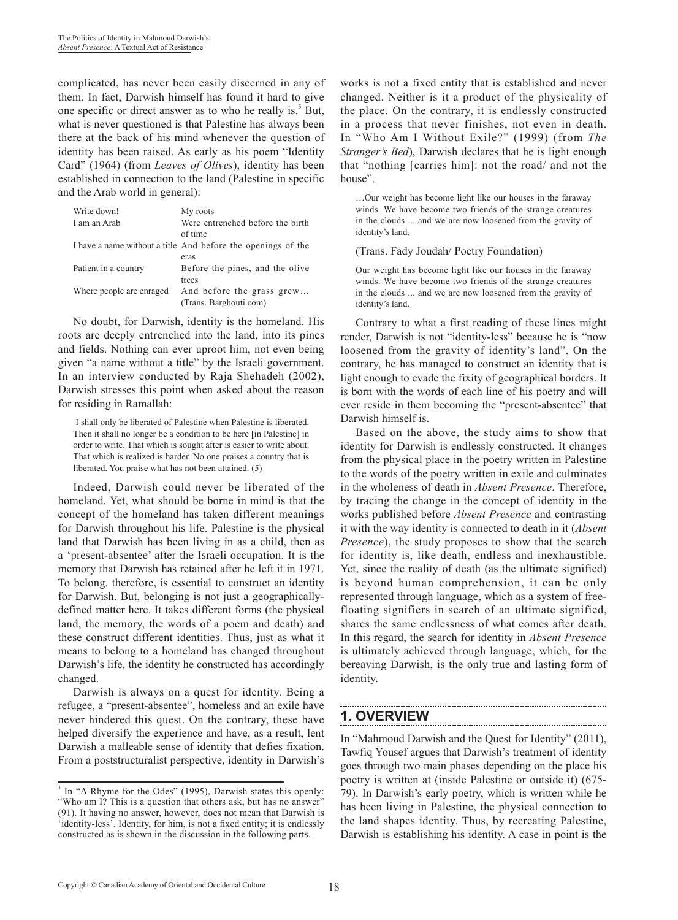complicated, has never been easily discerned in any of them. In fact, Darwish himself has found it hard to give one specific or direct answer as to who he really is.[3] But, what is never questioned is that Palestine has always been there at the back of his mind whenever the question of identity has been raised. As early as his poem "Identity Card" (1964) (from *Leaves of Olives*), identity has been established in connection to the land (Palestine in specific and the Arab world in general):

| | |
|---|---|
| Write down! | My roots |
| I am an Arab | Were entrenched before the birth of time |
| I have a name without a title | And before the openings of the eras |
| Patient in a country | Before the pines, and the olive trees |
| Where people are enraged | And before the grass grew… (Trans. Barghouti.com) |

No doubt, for Darwish, identity is the homeland. His roots are deeply entrenched into the land, into its pines and fields. Nothing can ever uproot him, not even being given "a name without a title" by the Israeli government. In an interview conducted by Raja Shehadeh (2002), Darwish stresses this point when asked about the reason for residing in Ramallah:

> I shall only be liberated of Palestine when Palestine is liberated. Then it shall no longer be a condition to be here [in Palestine] in order to write. That which is sought after is easier to write about. That which is realized is harder. No one praises a country that is liberated. You praise what has not been attained. (5)

Indeed, Darwish could never be liberated of the homeland. Yet, what should be borne in mind is that the concept of the homeland has taken different meanings for Darwish throughout his life. Palestine is the physical land that Darwish has been living in as a child, then as a 'present-absentee' after the Israeli occupation. It is the memory that Darwish has retained after he left it in 1971. To belong, therefore, is essential to construct an identity for Darwish. But, belonging is not just a geographically-defined matter here. It takes different forms (the physical land, the memory, the words of a poem and death) and these construct different identities. Thus, just as what it means to belong to a homeland has changed throughout Darwish's life, the identity he constructed has accordingly changed.

Darwish is always on a quest for identity. Being a refugee, a "present-absentee", homeless and an exile have never hindered this quest. On the contrary, these have helped diversify the experience and have, as a result, lent Darwish a malleable sense of identity that defies fixation. From a poststructuralist perspective, identity in Darwish's works is not a fixed entity that is established and never changed. Neither is it a product of the physicality of the place. On the contrary, it is endlessly constructed in a process that never finishes, not even in death. In "Who Am I Without Exile?" (1999) (from *The Stranger's Bed*), Darwish declares that he is light enough that "nothing [carries him]: not the road/ and not the house".

> …Our weight has become light like our houses in the faraway winds. We have become two friends of the strange creatures in the clouds ... and we are now loosened from the gravity of identity's land.

(Trans. Fady Joudah/ Poetry Foundation)

> Our weight has become light like our houses in the faraway winds. We have become two friends of the strange creatures in the clouds ... and we are now loosened from the gravity of identity's land.

Contrary to what a first reading of these lines might render, Darwish is not "identity-less" because he is "now loosened from the gravity of identity's land". On the contrary, he has managed to construct an identity that is light enough to evade the fixity of geographical borders. It is born with the words of each line of his poetry and will ever reside in them becoming the "present-absentee" that Darwish himself is.

Based on the above, the study aims to show that identity for Darwish is endlessly constructed. It changes from the physical place in the poetry written in Palestine to the words of the poetry written in exile and culminates in the wholeness of death in *Absent Presence*. Therefore, by tracing the change in the concept of identity in the works published before *Absent Presence* and contrasting it with the way identity is connected to death in it (*Absent Presence*), the study proposes to show that the search for identity is, like death, endless and inexhaustible. Yet, since the reality of death (as the ultimate signified) is beyond human comprehension, it can be only represented through language, which as a system of free-floating signifiers in search of an ultimate signified, shares the same endlessness of what comes after death. In this regard, the search for identity in *Absent Presence* is ultimately achieved through language, which, for the bereaving Darwish, is the only true and lasting form of identity.

## 1. OVERVIEW

In "Mahmoud Darwish and the Quest for Identity" (2011), Tawfiq Yousef argues that Darwish's treatment of identity goes through two main phases depending on the place his poetry is written at (inside Palestine or outside it) (675-79). In Darwish's early poetry, which is written while he has been living in Palestine, the physical connection to the land shapes identity. Thus, by recreating Palestine, Darwish is establishing his identity. A case in point is the

[3] In "A Rhyme for the Odes" (1995), Darwish states this openly: "Who am I? This is a question that others ask, but has no answer" (91). It having no answer, however, does not mean that Darwish is 'identity-less'. Identity, for him, is not a fixed entity; it is endlessly constructed as is shown in the discussion in the following parts.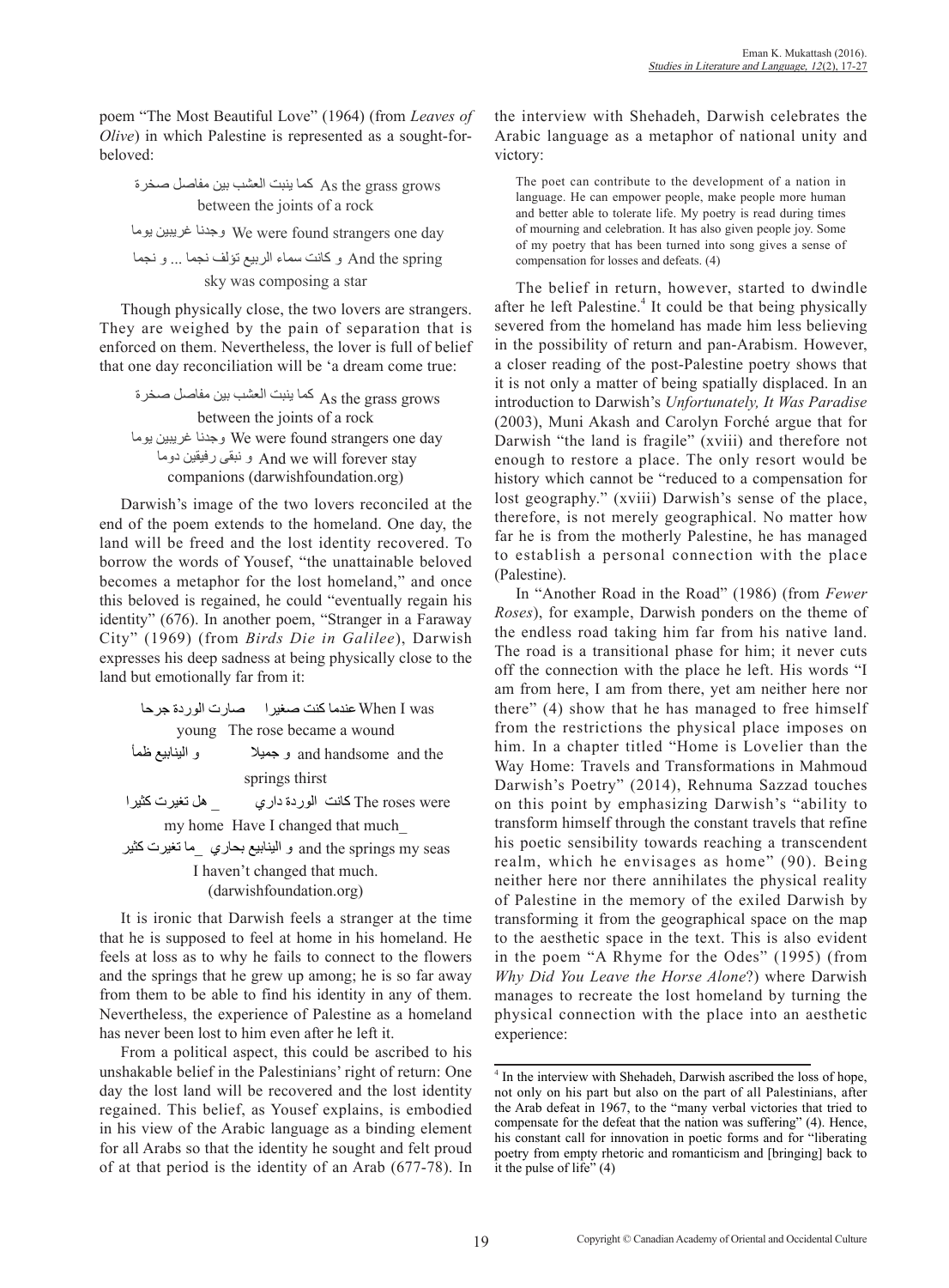poem "The Most Beautiful Love" (1964) (from *Leaves of Olive*) in which Palestine is represented as a sought-for-beloved:

> كما ينبت العشب بين مفاصل صخرة As the grass grows between the joints of a rock
>
> وجدنا غريبين يوما We were found strangers one day
>
> و كانت سماء الربيع تؤلف نجما ... و نجما And the spring sky was composing a star

Though physically close, the two lovers are strangers. They are weighed by the pain of separation that is enforced on them. Nevertheless, the lover is full of belief that one day reconciliation will be 'a dream come true:

> كما ينبت العشب بين مفاصل صخرة As the grass grows between the joints of a rock
>
> وجدنا غريبين يوما We were found strangers one day
>
> و نبقى رفيقين دوما And we will forever stay companions (darwishfoundation.org)

Darwish's image of the two lovers reconciled at the end of the poem extends to the homeland. One day, the land will be freed and the lost identity recovered. To borrow the words of Yousef, "the unattainable beloved becomes a metaphor for the lost homeland," and once this beloved is regained, he could "eventually regain his identity" (676). In another poem, "Stranger in a Faraway City" (1969) (from *Birds Die in Galilee*), Darwish expresses his deep sadness at being physically close to the land but emotionally far from it:

> عندما كنت صغيرا صارت الوردة جرحا When I was young The rose became a wound
>
> و جميلا و الينابيع ظمأ and handsome and the springs thirst
>
> كانت الوردة داري _ هل تغيرت كثيرا The roses were my home Have I changed that much_
>
> و الينابيع بحاري _ما تغيرت كثير and the springs my seas I haven't changed that much. (darwishfoundation.org)

It is ironic that Darwish feels a stranger at the time that he is supposed to feel at home in his homeland. He feels at loss as to why he fails to connect to the flowers and the springs that he grew up among; he is so far away from them to be able to find his identity in any of them. Nevertheless, the experience of Palestine as a homeland has never been lost to him even after he left it.

From a political aspect, this could be ascribed to his unshakable belief in the Palestinians' right of return: One day the lost land will be recovered and the lost identity regained. This belief, as Yousef explains, is embodied in his view of the Arabic language as a binding element for all Arabs so that the identity he sought and felt proud of at that period is the identity of an Arab (677-78). In the interview with Shehadeh, Darwish celebrates the Arabic language as a metaphor of national unity and victory:

> The poet can contribute to the development of a nation in language. He can empower people, make people more human and better able to tolerate life. My poetry is read during times of mourning and celebration. It has also given people joy. Some of my poetry that has been turned into song gives a sense of compensation for losses and defeats. (4)

The belief in return, however, started to dwindle after he left Palestine.[4] It could be that being physically severed from the homeland has made him less believing in the possibility of return and pan-Arabism. However, a closer reading of the post-Palestine poetry shows that it is not only a matter of being spatially displaced. In an introduction to Darwish's *Unfortunately, It Was Paradise* (2003), Muni Akash and Carolyn Forché argue that for Darwish "the land is fragile" (xviii) and therefore not enough to restore a place. The only resort would be history which cannot be "reduced to a compensation for lost geography." (xviii) Darwish's sense of the place, therefore, is not merely geographical. No matter how far he is from the motherly Palestine, he has managed to establish a personal connection with the place (Palestine).

In "Another Road in the Road" (1986) (from *Fewer Roses*), for example, Darwish ponders on the theme of the endless road taking him far from his native land. The road is a transitional phase for him; it never cuts off the connection with the place he left. His words "I am from here, I am from there, yet am neither here nor there" (4) show that he has managed to free himself from the restrictions the physical place imposes on him. In a chapter titled "Home is Lovelier than the Way Home: Travels and Transformations in Mahmoud Darwish's Poetry" (2014), Rehnuma Sazzad touches on this point by emphasizing Darwish's "ability to transform himself through the constant travels that refine his poetic sensibility towards reaching a transcendent realm, which he envisages as home" (90). Being neither here nor there annihilates the physical reality of Palestine in the memory of the exiled Darwish by transforming it from the geographical space on the map to the aesthetic space in the text. This is also evident in the poem "A Rhyme for the Odes" (1995) (from *Why Did You Leave the Horse Alone*?) where Darwish manages to recreate the lost homeland by turning the physical connection with the place into an aesthetic experience:

---

[4] In the interview with Shehadeh, Darwish ascribed the loss of hope, not only on his part but also on the part of all Palestinians, after the Arab defeat in 1967, to the "many verbal victories that tried to compensate for the defeat that the nation was suffering" (4). Hence, his constant call for innovation in poetic forms and for "liberating poetry from empty rhetoric and romanticism and [bringing] back to it the pulse of life" (4)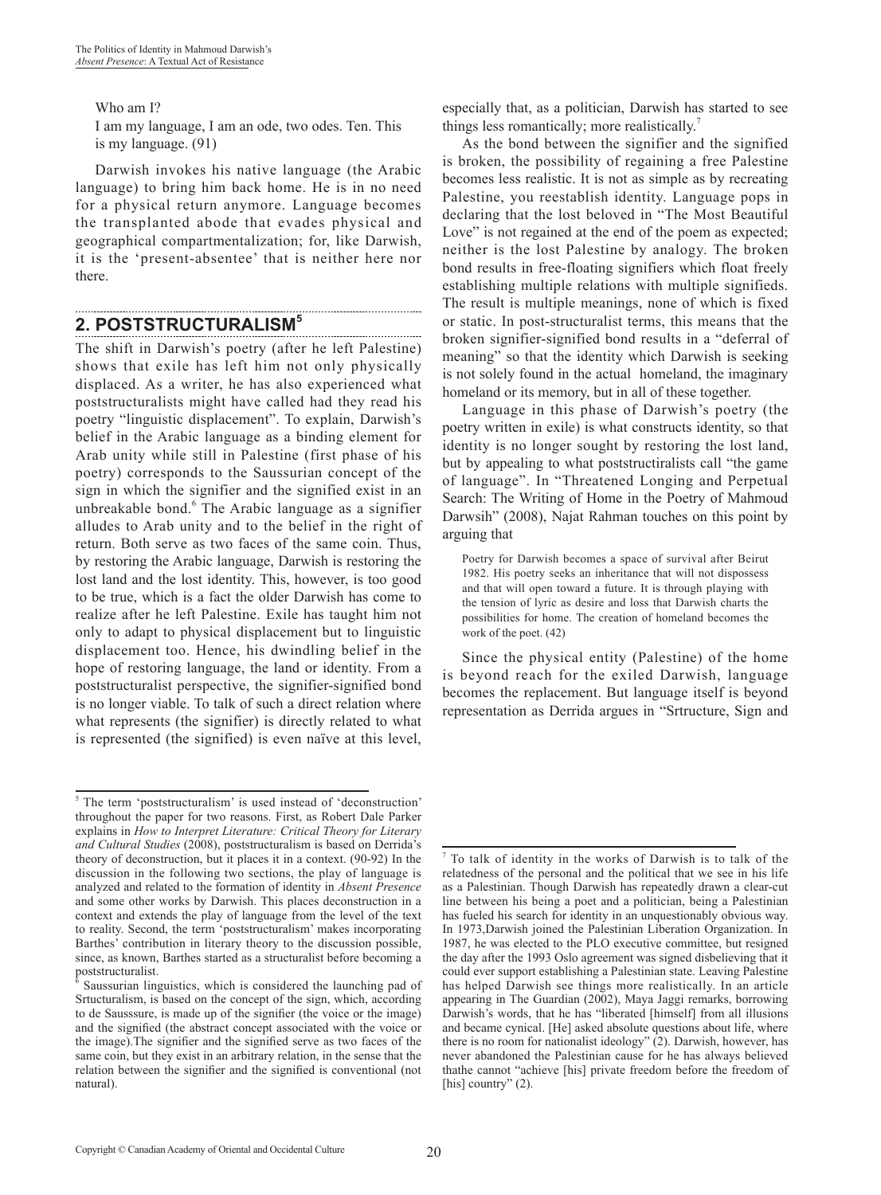Who am I?
I am my language, I am an ode, two odes. Ten. This is my language. (91)

Darwish invokes his native language (the Arabic language) to bring him back home. He is in no need for a physical return anymore. Language becomes the transplanted abode that evades physical and geographical compartmentalization; for, like Darwish, it is the 'present-absentee' that is neither here nor there.

## 2. POSTSTRUCTURALISM[5]

The shift in Darwish's poetry (after he left Palestine) shows that exile has left him not only physically displaced. As a writer, he has also experienced what poststructuralists might have called had they read his poetry "linguistic displacement". To explain, Darwish's belief in the Arabic language as a binding element for Arab unity while still in Palestine (first phase of his poetry) corresponds to the Saussurian concept of the sign in which the signifier and the signified exist in an unbreakable bond.[6] The Arabic language as a signifier alludes to Arab unity and to the belief in the right of return. Both serve as two faces of the same coin. Thus, by restoring the Arabic language, Darwish is restoring the lost land and the lost identity. This, however, is too good to be true, which is a fact the older Darwish has come to realize after he left Palestine. Exile has taught him not only to adapt to physical displacement but to linguistic displacement too. Hence, his dwindling belief in the hope of restoring language, the land or identity. From a poststructuralist perspective, the signifier-signified bond is no longer viable. To talk of such a direct relation where what represents (the signifier) is directly related to what is represented (the signified) is even naïve at this level, especially that, as a politician, Darwish has started to see things less romantically; more realistically.[7]

As the bond between the signifier and the signified is broken, the possibility of regaining a free Palestine becomes less realistic. It is not as simple as by recreating Palestine, you reestablish identity. Language pops in declaring that the lost beloved in "The Most Beautiful Love" is not regained at the end of the poem as expected; neither is the lost Palestine by analogy. The broken bond results in free-floating signifiers which float freely establishing multiple relations with multiple signifieds. The result is multiple meanings, none of which is fixed or static. In post-structuralist terms, this means that the broken signifier-signified bond results in a "deferral of meaning" so that the identity which Darwish is seeking is not solely found in the actual homeland, the imaginary homeland or its memory, but in all of these together.

Language in this phase of Darwish's poetry (the poetry written in exile) is what constructs identity, so that identity is no longer sought by restoring the lost land, but by appealing to what poststructiralists call "the game of language". In "Threatened Longing and Perpetual Search: The Writing of Home in the Poetry of Mahmoud Darwsih" (2008), Najat Rahman touches on this point by arguing that

> Poetry for Darwish becomes a space of survival after Beirut 1982. His poetry seeks an inheritance that will not dispossess and that will open toward a future. It is through playing with the tension of lyric as desire and loss that Darwish charts the possibilities for home. The creation of homeland becomes the work of the poet. (42)

Since the physical entity (Palestine) of the home is beyond reach for the exiled Darwish, language becomes the replacement. But language itself is beyond representation as Derrida argues in "Srtructure, Sign and

---

[5] The term 'poststructuralism' is used instead of 'deconstruction' throughout the paper for two reasons. First, as Robert Dale Parker explains in *How to Interpret Literature: Critical Theory for Literary and Cultural Studies* (2008), poststructuralism is based on Derrida's theory of deconstruction, but it places it in a context. (90-92) In the discussion in the following two sections, the play of language is analyzed and related to the formation of identity in *Absent Presence* and some other works by Darwish. This places deconstruction in a context and extends the play of language from the level of the text to reality. Second, the term 'poststructuralism' makes incorporating Barthes' contribution in literary theory to the discussion possible, since, as known, Barthes started as a structuralist before becoming a poststructuralist.

[6] Saussurian linguistics, which is considered the launching pad of Srtucturalism, is based on the concept of the sign, which, according to de Sausssure, is made up of the signifier (the voice or the image) and the signified (the abstract concept associated with the voice or the image).The signifier and the signified serve as two faces of the same coin, but they exist in an arbitrary relation, in the sense that the relation between the signifier and the signified is conventional (not natural).

[7] To talk of identity in the works of Darwish is to talk of the relatedness of the personal and the political that we see in his life as a Palestinian. Though Darwish has repeatedly drawn a clear-cut line between his being a poet and a politician, being a Palestinian has fueled his search for identity in an unquestionably obvious way. In 1973,Darwish joined the Palestinian Liberation Organization. In 1987, he was elected to the PLO executive committee, but resigned the day after the 1993 Oslo agreement was signed disbelieving that it could ever support establishing a Palestinian state. Leaving Palestine has helped Darwish see things more realistically. In an article appearing in The Guardian (2002), Maya Jaggi remarks, borrowing Darwish's words, that he has "liberated [himself] from all illusions and became cynical. [He] asked absolute questions about life, where there is no room for nationalist ideology" (2). Darwish, however, has never abandoned the Palestinian cause for he has always believed thathe cannot "achieve [his] private freedom before the freedom of [his] country" (2).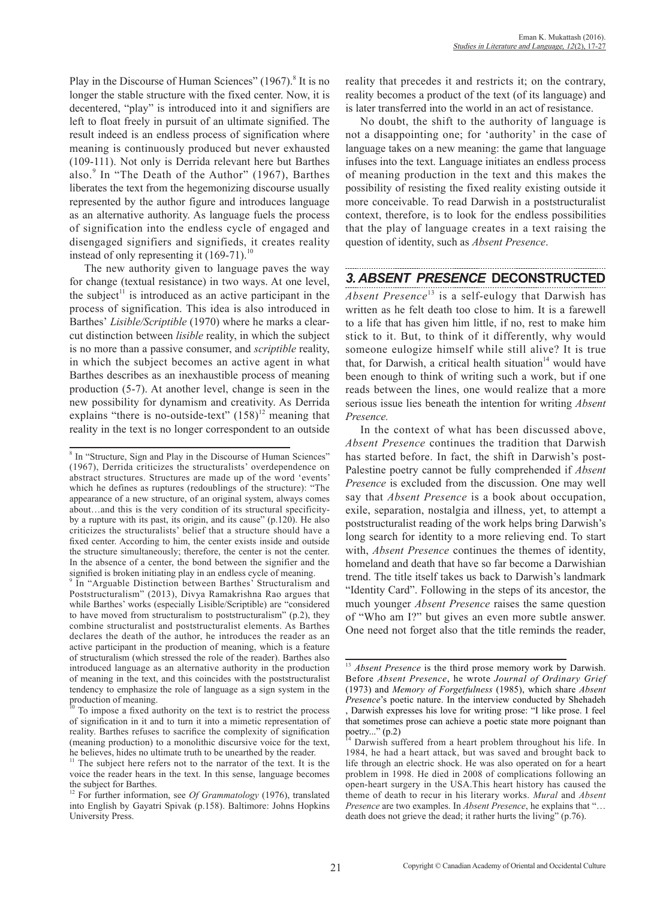Play in the Discourse of Human Sciences" (1967).[8] It is no longer the stable structure with the fixed center. Now, it is decentered, "play" is introduced into it and signifiers are left to float freely in pursuit of an ultimate signified. The result indeed is an endless process of signification where meaning is continuously produced but never exhausted (109-111). Not only is Derrida relevant here but Barthes also.[9] In "The Death of the Author" (1967), Barthes liberates the text from the hegemonizing discourse usually represented by the author figure and introduces language as an alternative authority. As language fuels the process of signification into the endless cycle of engaged and disengaged signifiers and signifieds, it creates reality instead of only representing it (169-71).[10]

The new authority given to language paves the way for change (textual resistance) in two ways. At one level, the subject[11] is introduced as an active participant in the process of signification. This idea is also introduced in Barthes' *Lisible/Scriptible* (1970) where he marks a clear-cut distinction between *lisible* reality, in which the subject is no more than a passive consumer, and *scriptible* reality, in which the subject becomes an active agent in what Barthes describes as an inexhaustible process of meaning production (5-7). At another level, change is seen in the new possibility for dynamism and creativity. As Derrida explains "there is no-outside-text" (158)[12] meaning that reality in the text is no longer correspondent to an outside reality that precedes it and restricts it; on the contrary, reality becomes a product of the text (of its language) and is later transferred into the world in an act of resistance.

No doubt, the shift to the authority of language is not a disappointing one; for 'authority' in the case of language takes on a new meaning: the game that language infuses into the text. Language initiates an endless process of meaning production in the text and this makes the possibility of resisting the fixed reality existing outside it more conceivable. To read Darwish in a poststructuralist context, therefore, is to look for the endless possibilities that the play of language creates in a text raising the question of identity, such as *Absent Presence*.

## 3. *ABSENT PRESENCE* DECONSTRUCTED

*Absent Presence*[13] is a self-eulogy that Darwish has written as he felt death too close to him. It is a farewell to a life that has given him little, if no, rest to make him stick to it. But, to think of it differently, why would someone eulogize himself while still alive? It is true that, for Darwish, a critical health situation[14] would have been enough to think of writing such a work, but if one reads between the lines, one would realize that a more serious issue lies beneath the intention for writing *Absent Presence.*

In the context of what has been discussed above, *Absent Presence* continues the tradition that Darwish has started before. In fact, the shift in Darwish's post-Palestine poetry cannot be fully comprehended if *Absent Presence* is excluded from the discussion. One may well say that *Absent Presence* is a book about occupation, exile, separation, nostalgia and illness, yet, to attempt a poststructuralist reading of the work helps bring Darwish's long search for identity to a more relieving end. To start with, *Absent Presence* continues the themes of identity, homeland and death that have so far become a Darwishian trend. The title itself takes us back to Darwish's landmark "Identity Card". Following in the steps of its ancestor, the much younger *Absent Presence* raises the same question of "Who am I?" but gives an even more subtle answer. One need not forget also that the title reminds the reader,

---

[8] In "Structure, Sign and Play in the Discourse of Human Sciences" (1967), Derrida criticizes the structuralists' overdependence on abstract structures. Structures are made up of the word 'events' which he defines as ruptures (redoublings of the structure): "The appearance of a new structure, of an original system, always comes about…and this is the very condition of its structural specificity-by a rupture with its past, its origin, and its cause" (p.120). He also criticizes the structuralists' belief that a structure should have a fixed center. According to him, the center exists inside and outside the structure simultaneously; therefore, the center is not the center. In the absence of a center, the bond between the signifier and the signified is broken initiating play in an endless cycle of meaning.

[9] In "Arguable Distinction between Barthes' Structuralism and Poststructuralism" (2013), Divya Ramakrishna Rao argues that while Barthes' works (especially Lisible/Scriptible) are "considered to have moved from structuralism to poststructuralism" (p.2), they combine structuralist and poststructuralist elements. As Barthes declares the death of the author, he introduces the reader as an active participant in the production of meaning, which is a feature of structuralism (which stressed the role of the reader). Barthes also introduced language as an alternative authority in the production of meaning in the text, and this coincides with the poststructuralist tendency to emphasize the role of language as a sign system in the production of meaning.

[10] To impose a fixed authority on the text is to restrict the process of signification in it and to turn it into a mimetic representation of reality. Barthes refuses to sacrifice the complexity of signification (meaning production) to a monolithic discursive voice for the text, he believes, hides no ultimate truth to be unearthed by the reader.

[11] The subject here refers not to the narrator of the text. It is the voice the reader hears in the text. In this sense, language becomes the subject for Barthes.

[12] For further information, see *Of Grammatology* (1976), translated into English by Gayatri Spivak (p.158). Baltimore: Johns Hopkins University Press.

[13] *Absent Presence* is the third prose memory work by Darwish. Before *Absent Presence*, he wrote *Journal of Ordinary Grief* (1973) and *Memory of Forgetfulness* (1985), which share *Absent Presence*'s poetic nature. In the interview conducted by Shehadeh , Darwish expresses his love for writing prose: "I like prose. I feel that sometimes prose can achieve a poetic state more poignant than poetry..." (p.2)

[14] Darwish suffered from a heart problem throughout his life. In 1984, he had a heart attack, but was saved and brought back to life through an electric shock. He was also operated on for a heart problem in 1998. He died in 2008 of complications following an open-heart surgery in the USA.This heart history has caused the theme of death to recur in his literary works. *Mural* and *Absent Presence* are two examples. In *Absent Presence*, he explains that "…death does not grieve the dead; it rather hurts the living" (p.76).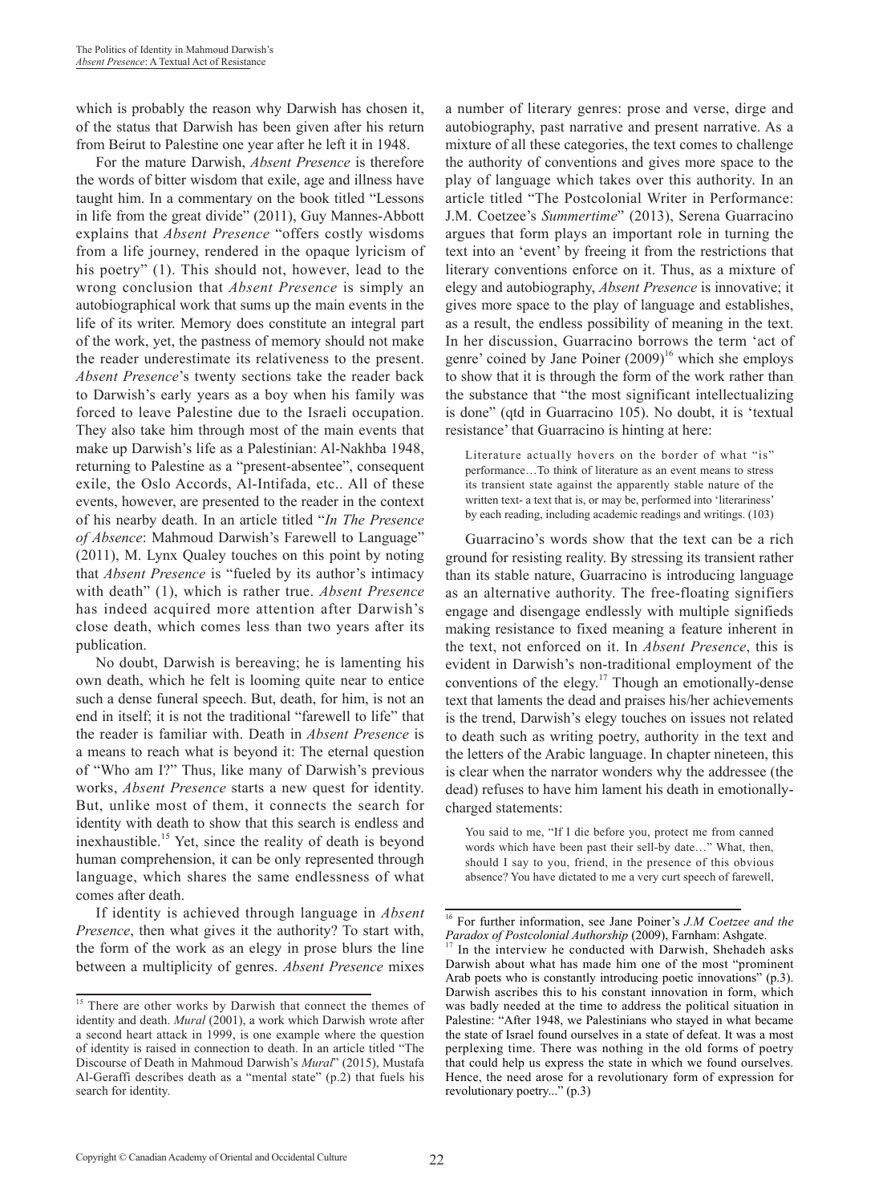which is probably the reason why Darwish has chosen it, of the status that Darwish has been given after his return from Beirut to Palestine one year after he left it in 1948.

For the mature Darwish, *Absent Presence* is therefore the words of bitter wisdom that exile, age and illness have taught him. In a commentary on the book titled "Lessons in life from the great divide" (2011), Guy Mannes-Abbott explains that *Absent Presence* "offers costly wisdoms from a life journey, rendered in the opaque lyricism of his poetry" (1). This should not, however, lead to the wrong conclusion that *Absent Presence* is simply an autobiographical work that sums up the main events in the life of its writer. Memory does constitute an integral part of the work, yet, the pastness of memory should not make the reader underestimate its relativeness to the present. *Absent Presence*'s twenty sections take the reader back to Darwish's early years as a boy when his family was forced to leave Palestine due to the Israeli occupation. They also take him through most of the main events that make up Darwish's life as a Palestinian: Al-Nakhba 1948, returning to Palestine as a "present-absentee", consequent exile, the Oslo Accords, Al-Intifada, etc.. All of these events, however, are presented to the reader in the context of his nearby death. In an article titled "*In The Presence of Absence*: Mahmoud Darwish's Farewell to Language" (2011), M. Lynx Qualey touches on this point by noting that *Absent Presence* is "fueled by its author's intimacy with death" (1), which is rather true. *Absent Presence* has indeed acquired more attention after Darwish's close death, which comes less than two years after its publication.

No doubt, Darwish is bereaving; he is lamenting his own death, which he felt is looming quite near to entice such a dense funeral speech. But, death, for him, is not an end in itself; it is not the traditional "farewell to life" that the reader is familiar with. Death in *Absent Presence* is a means to reach what is beyond it: The eternal question of "Who am I?" Thus, like many of Darwish's previous works, *Absent Presence* starts a new quest for identity. But, unlike most of them, it connects the search for identity with death to show that this search is endless and inexhaustible.[15] Yet, since the reality of death is beyond human comprehension, it can be only represented through language, which shares the same endlessness of what comes after death.

If identity is achieved through language in *Absent Presence*, then what gives it the authority? To start with, the form of the work as an elegy in prose blurs the line between a multiplicity of genres. *Absent Presence* mixes a number of literary genres: prose and verse, dirge and autobiography, past narrative and present narrative. As a mixture of all these categories, the text comes to challenge the authority of conventions and gives more space to the play of language which takes over this authority. In an article titled "The Postcolonial Writer in Performance: J.M. Coetzee's *Summertime*" (2013), Serena Guarracino argues that form plays an important role in turning the text into an 'event' by freeing it from the restrictions that literary conventions enforce on it. Thus, as a mixture of elegy and autobiography, *Absent Presence* is innovative; it gives more space to the play of language and establishes, as a result, the endless possibility of meaning in the text. In her discussion, Guarracino borrows the term 'act of genre' coined by Jane Poiner (2009)[16] which she employs to show that it is through the form of the work rather than the substance that "the most significant intellectualizing is done" (qtd in Guarracino 105). No doubt, it is 'textual resistance' that Guarracino is hinting at here:

> Literature actually hovers on the border of what "is" performance…To think of literature as an event means to stress its transient state against the apparently stable nature of the written text- a text that is, or may be, performed into 'literariness' by each reading, including academic readings and writings. (103)

Guarracino's words show that the text can be a rich ground for resisting reality. By stressing its transient rather than its stable nature, Guarracino is introducing language as an alternative authority. The free-floating signifiers engage and disengage endlessly with multiple signifieds making resistance to fixed meaning a feature inherent in the text, not enforced on it. In *Absent Presence*, this is evident in Darwish's non-traditional employment of the conventions of the elegy.[17] Though an emotionally-dense text that laments the dead and praises his/her achievements is the trend, Darwish's elegy touches on issues not related to death such as writing poetry, authority in the text and the letters of the Arabic language. In chapter nineteen, this is clear when the narrator wonders why the addressee (the dead) refuses to have him lament his death in emotionally-charged statements:

> You said to me, "If I die before you, protect me from canned words which have been past their sell-by date…" What, then, should I say to you, friend, in the presence of this obvious absence? You have dictated to me a very curt speech of farewell,

---

[15] There are other works by Darwish that connect the themes of identity and death. *Mural* (2001), a work which Darwish wrote after a second heart attack in 1999, is one example where the question of identity is raised in connection to death. In an article titled "The Discourse of Death in Mahmoud Darwish's *Mural*" (2015), Mustafa Al-Geraffi describes death as a "mental state" (p.2) that fuels his search for identity.

[16] For further information, see Jane Poiner's *J.M Coetzee and the Paradox of Postcolonial Authorship* (2009), Farnham: Ashgate.

[17] In the interview he conducted with Darwish, Shehadeh asks Darwish about what has made him one of the most "prominent Arab poets who is constantly introducing poetic innovations" (p.3). Darwish ascribes this to his constant innovation in form, which was badly needed at the time to address the political situation in Palestine: "After 1948, we Palestinians who stayed in what became the state of Israel found ourselves in a state of defeat. It was a most perplexing time. There was nothing in the old forms of poetry that could help us express the state in which we found ourselves. Hence, the need arose for a revolutionary form of expression for revolutionary poetry..." (p.3)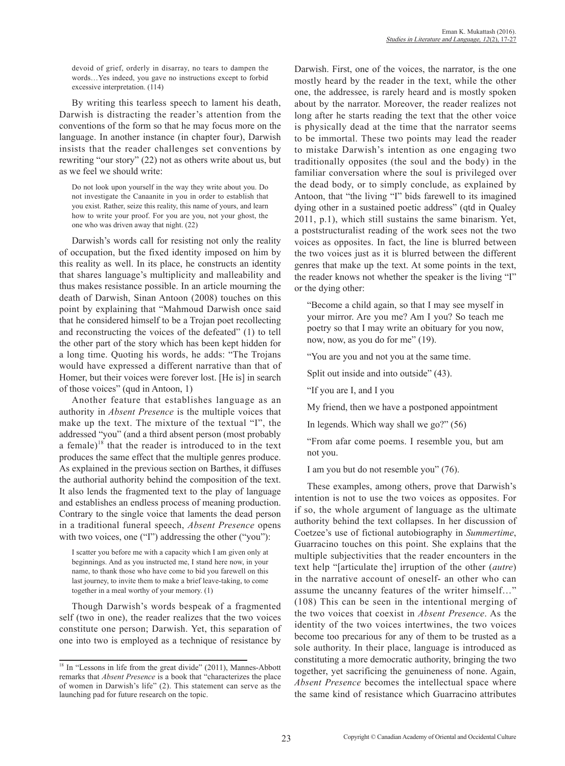> devoid of grief, orderly in disarray, no tears to dampen the words…Yes indeed, you gave no instructions except to forbid excessive interpretation. (114)

By writing this tearless speech to lament his death, Darwish is distracting the reader's attention from the conventions of the form so that he may focus more on the language. In another instance (in chapter four), Darwish insists that the reader challenges set conventions by rewriting "our story" (22) not as others write about us, but as we feel we should write:

> Do not look upon yourself in the way they write about you. Do not investigate the Canaanite in you in order to establish that you exist. Rather, seize this reality, this name of yours, and learn how to write your proof. For you are you, not your ghost, the one who was driven away that night. (22)

Darwish's words call for resisting not only the reality of occupation, but the fixed identity imposed on him by this reality as well. In its place, he constructs an identity that shares language's multiplicity and malleability and thus makes resistance possible. In an article mourning the death of Darwish, Sinan Antoon (2008) touches on this point by explaining that "Mahmoud Darwish once said that he considered himself to be a Trojan poet recollecting and reconstructing the voices of the defeated" (1) to tell the other part of the story which has been kept hidden for a long time. Quoting his words, he adds: "The Trojans would have expressed a different narrative than that of Homer, but their voices were forever lost. [He is] in search of those voices" (qud in Antoon, 1)

Another feature that establishes language as an authority in *Absent Presence* is the multiple voices that make up the text. The mixture of the textual "I", the addressed "you" (and a third absent person (most probably a female)[18] that the reader is introduced to in the text produces the same effect that the multiple genres produce. As explained in the previous section on Barthes, it diffuses the authorial authority behind the composition of the text. It also lends the fragmented text to the play of language and establishes an endless process of meaning production. Contrary to the single voice that laments the dead person in a traditional funeral speech, *Absent Presence* opens with two voices, one ("I") addressing the other ("you"):

> I scatter you before me with a capacity which I am given only at beginnings. And as you instructed me, I stand here now, in your name, to thank those who have come to bid you farewell on this last journey, to invite them to make a brief leave-taking, to come together in a meal worthy of your memory. (1)

Though Darwish's words bespeak of a fragmented self (two in one), the reader realizes that the two voices constitute one person; Darwish. Yet, this separation of one into two is employed as a technique of resistance by Darwish. First, one of the voices, the narrator, is the one mostly heard by the reader in the text, while the other one, the addressee, is rarely heard and is mostly spoken about by the narrator. Moreover, the reader realizes not long after he starts reading the text that the other voice is physically dead at the time that the narrator seems to be immortal. These two points may lead the reader to mistake Darwish's intention as one engaging two traditionally opposites (the soul and the body) in the familiar conversation where the soul is privileged over the dead body, or to simply conclude, as explained by Antoon, that "the living "I" bids farewell to its imagined dying other in a sustained poetic address" (qtd in Qualey 2011, p.1), which still sustains the same binarism. Yet, a poststructuralist reading of the work sees not the two voices as opposites. In fact, the line is blurred between the two voices just as it is blurred between the different genres that make up the text. At some points in the text, the reader knows not whether the speaker is the living "I" or the dying other:

> "Become a child again, so that I may see myself in your mirror. Are you me? Am I you? So teach me poetry so that I may write an obituary for you now, now, now, as you do for me" (19).
>
> "You are you and not you at the same time.
>
> Split out inside and into outside" (43).
>
> "If you are I, and I you
>
> My friend, then we have a postponed appointment
>
> In legends. Which way shall we go?" (56)
>
> "From afar come poems. I resemble you, but am not you.
>
> I am you but do not resemble you" (76).

These examples, among others, prove that Darwish's intention is not to use the two voices as opposites. For if so, the whole argument of language as the ultimate authority behind the text collapses. In her discussion of Coetzee's use of fictional autobiography in *Summertime*, Guarracino touches on this point. She explains that the multiple subjectivities that the reader encounters in the text help "[articulate the] irruption of the other (*autre*) in the narrative account of oneself- an other who can assume the uncanny features of the writer himself…" (108) This can be seen in the intentional merging of the two voices that coexist in *Absent Presence*. As the identity of the two voices intertwines, the two voices become too precarious for any of them to be trusted as a sole authority. In their place, language is introduced as constituting a more democratic authority, bringing the two together, yet sacrificing the genuineness of none. Again, *Absent Presence* becomes the intellectual space where the same kind of resistance which Guarracino attributes

---

[18] In "Lessons in life from the great divide" (2011), Mannes-Abbott remarks that *Absent Presence* is a book that "characterizes the place of women in Darwish's life" (2). This statement can serve as the launching pad for future research on the topic.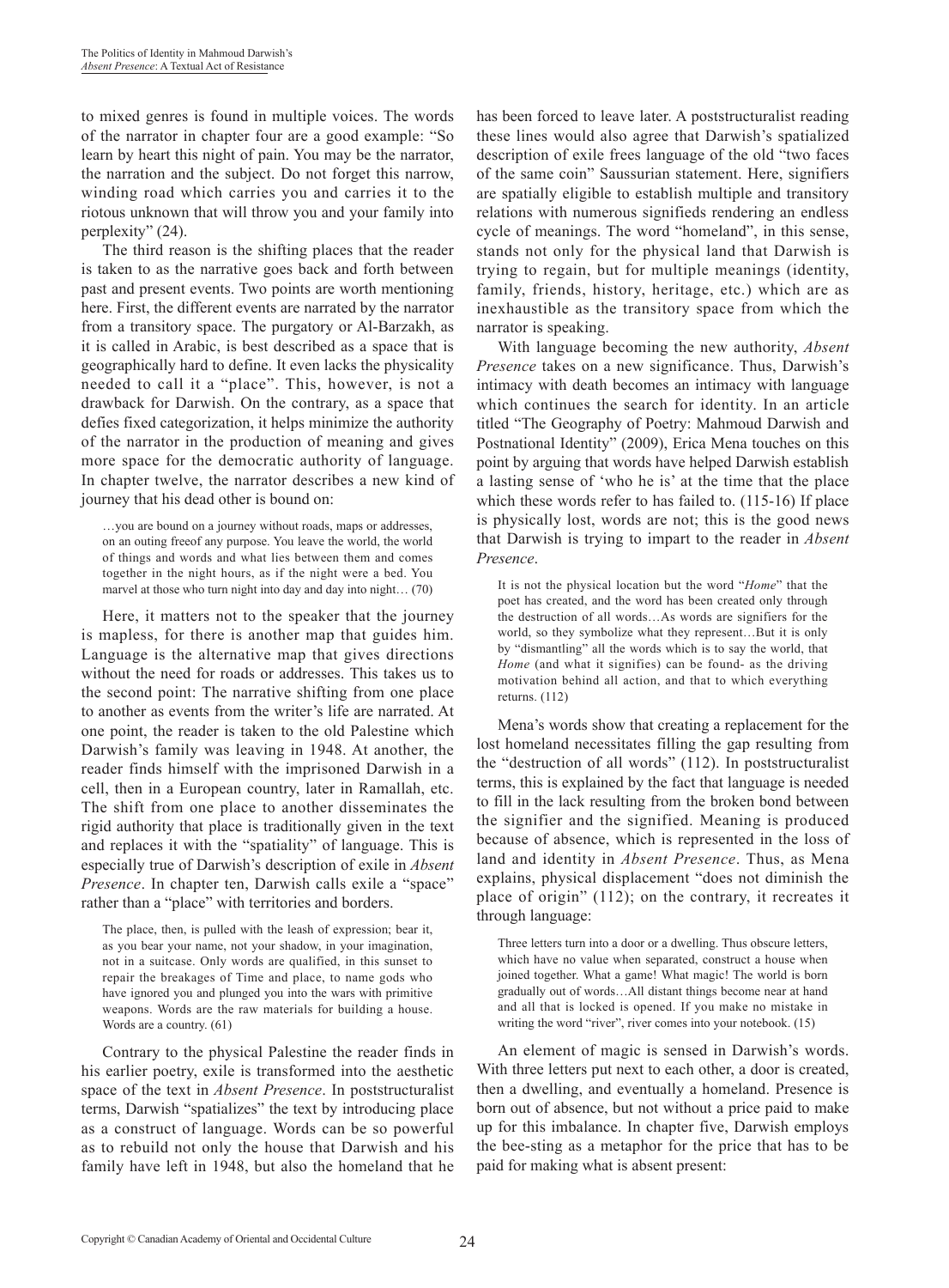to mixed genres is found in multiple voices. The words of the narrator in chapter four are a good example: "So learn by heart this night of pain. You may be the narrator, the narration and the subject. Do not forget this narrow, winding road which carries you and carries it to the riotous unknown that will throw you and your family into perplexity" (24).

The third reason is the shifting places that the reader is taken to as the narrative goes back and forth between past and present events. Two points are worth mentioning here. First, the different events are narrated by the narrator from a transitory space. The purgatory or Al-Barzakh, as it is called in Arabic, is best described as a space that is geographically hard to define. It even lacks the physicality needed to call it a "place". This, however, is not a drawback for Darwish. On the contrary, as a space that defies fixed categorization, it helps minimize the authority of the narrator in the production of meaning and gives more space for the democratic authority of language. In chapter twelve, the narrator describes a new kind of journey that his dead other is bound on:

> …you are bound on a journey without roads, maps or addresses, on an outing freeof any purpose. You leave the world, the world of things and words and what lies between them and comes together in the night hours, as if the night were a bed. You marvel at those who turn night into day and day into night… (70)

Here, it matters not to the speaker that the journey is mapless, for there is another map that guides him. Language is the alternative map that gives directions without the need for roads or addresses. This takes us to the second point: The narrative shifting from one place to another as events from the writer's life are narrated. At one point, the reader is taken to the old Palestine which Darwish's family was leaving in 1948. At another, the reader finds himself with the imprisoned Darwish in a cell, then in a European country, later in Ramallah, etc. The shift from one place to another disseminates the rigid authority that place is traditionally given in the text and replaces it with the "spatiality" of language. This is especially true of Darwish's description of exile in *Absent Presence*. In chapter ten, Darwish calls exile a "space" rather than a "place" with territories and borders.

> The place, then, is pulled with the leash of expression; bear it, as you bear your name, not your shadow, in your imagination, not in a suitcase. Only words are qualified, in this sunset to repair the breakages of Time and place, to name gods who have ignored you and plunged you into the wars with primitive weapons. Words are the raw materials for building a house. Words are a country. (61)

Contrary to the physical Palestine the reader finds in his earlier poetry, exile is transformed into the aesthetic space of the text in *Absent Presence*. In poststructuralist terms, Darwish "spatializes" the text by introducing place as a construct of language. Words can be so powerful as to rebuild not only the house that Darwish and his family have left in 1948, but also the homeland that he has been forced to leave later. A poststructuralist reading these lines would also agree that Darwish's spatialized description of exile frees language of the old "two faces of the same coin" Saussurian statement. Here, signifiers are spatially eligible to establish multiple and transitory relations with numerous signifieds rendering an endless cycle of meanings. The word "homeland", in this sense, stands not only for the physical land that Darwish is trying to regain, but for multiple meanings (identity, family, friends, history, heritage, etc.) which are as inexhaustible as the transitory space from which the narrator is speaking.

With language becoming the new authority, *Absent Presence* takes on a new significance. Thus, Darwish's intimacy with death becomes an intimacy with language which continues the search for identity. In an article titled "The Geography of Poetry: Mahmoud Darwish and Postnational Identity" (2009), Erica Mena touches on this point by arguing that words have helped Darwish establish a lasting sense of 'who he is' at the time that the place which these words refer to has failed to. (115-16) If place is physically lost, words are not; this is the good news that Darwish is trying to impart to the reader in *Absent Presence*.

> It is not the physical location but the word "*Home*" that the poet has created, and the word has been created only through the destruction of all words…As words are signifiers for the world, so they symbolize what they represent…But it is only by "dismantling" all the words which is to say the world, that *Home* (and what it signifies) can be found- as the driving motivation behind all action, and that to which everything returns. (112)

Mena's words show that creating a replacement for the lost homeland necessitates filling the gap resulting from the "destruction of all words" (112). In poststructuralist terms, this is explained by the fact that language is needed to fill in the lack resulting from the broken bond between the signifier and the signified. Meaning is produced because of absence, which is represented in the loss of land and identity in *Absent Presence*. Thus, as Mena explains, physical displacement "does not diminish the place of origin" (112); on the contrary, it recreates it through language:

> Three letters turn into a door or a dwelling. Thus obscure letters, which have no value when separated, construct a house when joined together. What a game! What magic! The world is born gradually out of words…All distant things become near at hand and all that is locked is opened. If you make no mistake in writing the word "river", river comes into your notebook. (15)

An element of magic is sensed in Darwish's words. With three letters put next to each other, a door is created, then a dwelling, and eventually a homeland. Presence is born out of absence, but not without a price paid to make up for this imbalance. In chapter five, Darwish employs the bee-sting as a metaphor for the price that has to be paid for making what is absent present: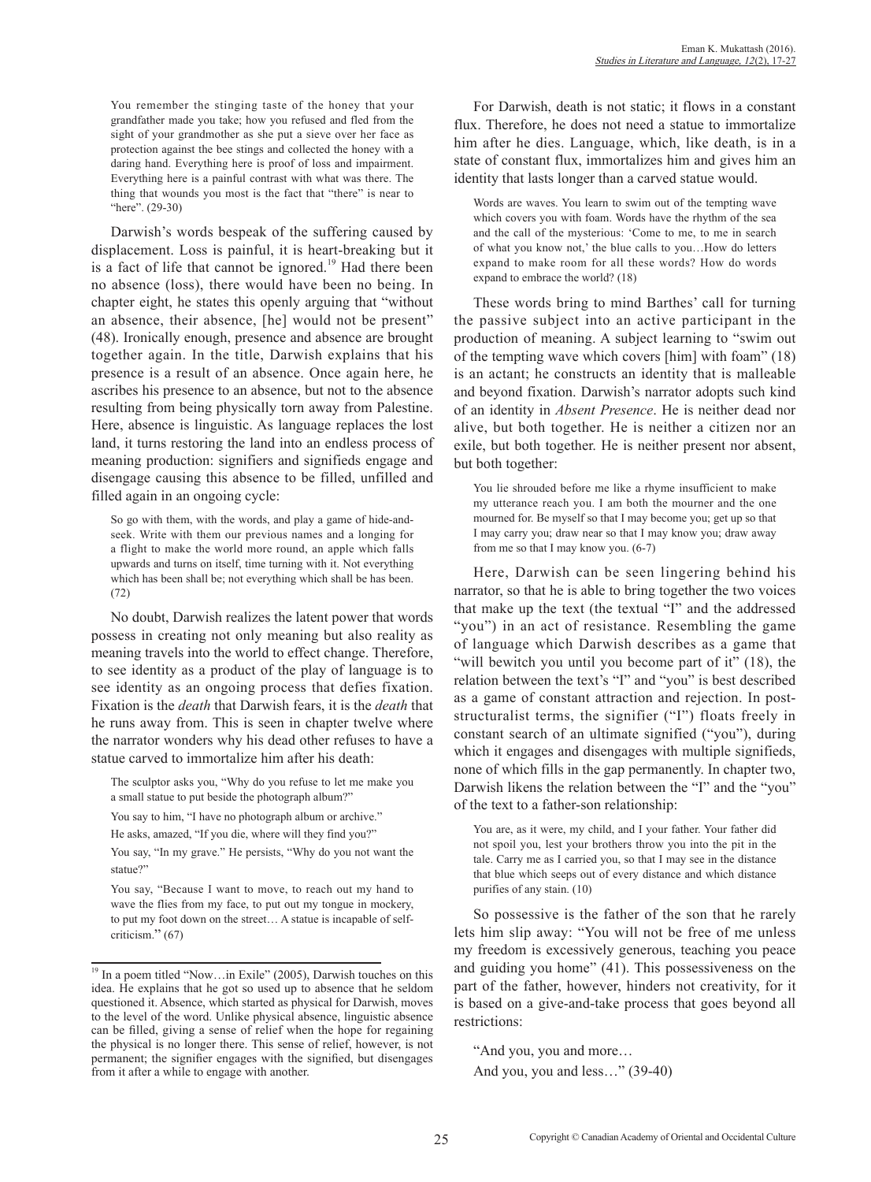> You remember the stinging taste of the honey that your grandfather made you take; how you refused and fled from the sight of your grandmother as she put a sieve over her face as protection against the bee stings and collected the honey with a daring hand. Everything here is proof of loss and impairment. Everything here is a painful contrast with what was there. The thing that wounds you most is the fact that "there" is near to "here". (29-30)

Darwish's words bespeak of the suffering caused by displacement. Loss is painful, it is heart-breaking but it is a fact of life that cannot be ignored.[19] Had there been no absence (loss), there would have been no being. In chapter eight, he states this openly arguing that "without an absence, their absence, [he] would not be present" (48). Ironically enough, presence and absence are brought together again. In the title, Darwish explains that his presence is a result of an absence. Once again here, he ascribes his presence to an absence, but not to the absence resulting from being physically torn away from Palestine. Here, absence is linguistic. As language replaces the lost land, it turns restoring the land into an endless process of meaning production: signifiers and signifieds engage and disengage causing this absence to be filled, unfilled and filled again in an ongoing cycle:

> So go with them, with the words, and play a game of hide-and-seek. Write with them our previous names and a longing for a flight to make the world more round, an apple which falls upwards and turns on itself, time turning with it. Not everything which has been shall be; not everything which shall be has been. (72)

No doubt, Darwish realizes the latent power that words possess in creating not only meaning but also reality as meaning travels into the world to effect change. Therefore, to see identity as a product of the play of language is to see identity as an ongoing process that defies fixation. Fixation is the *death* that Darwish fears, it is the *death* that he runs away from. This is seen in chapter twelve where the narrator wonders why his dead other refuses to have a statue carved to immortalize him after his death:

> The sculptor asks you, "Why do you refuse to let me make you a small statue to put beside the photograph album?"
>
> You say to him, "I have no photograph album or archive."
>
> He asks, amazed, "If you die, where will they find you?"
>
> You say, "In my grave." He persists, "Why do you not want the statue?"
>
> You say, "Because I want to move, to reach out my hand to wave the flies from my face, to put out my tongue in mockery, to put my foot down on the street… A statue is incapable of self-criticism." (67)

For Darwish, death is not static; it flows in a constant flux. Therefore, he does not need a statue to immortalize him after he dies. Language, which, like death, is in a state of constant flux, immortalizes him and gives him an identity that lasts longer than a carved statue would.

> Words are waves. You learn to swim out of the tempting wave which covers you with foam. Words have the rhythm of the sea and the call of the mysterious: 'Come to me, to me in search of what you know not,' the blue calls to you…How do letters expand to make room for all these words? How do words expand to embrace the world? (18)

These words bring to mind Barthes' call for turning the passive subject into an active participant in the production of meaning. A subject learning to "swim out of the tempting wave which covers [him] with foam" (18) is an actant; he constructs an identity that is malleable and beyond fixation. Darwish's narrator adopts such kind of an identity in *Absent Presence*. He is neither dead nor alive, but both together. He is neither a citizen nor an exile, but both together. He is neither present nor absent, but both together:

> You lie shrouded before me like a rhyme insufficient to make my utterance reach you. I am both the mourner and the one mourned for. Be myself so that I may become you; get up so that I may carry you; draw near so that I may know you; draw away from me so that I may know you. (6-7)

Here, Darwish can be seen lingering behind his narrator, so that he is able to bring together the two voices that make up the text (the textual "I" and the addressed "you") in an act of resistance. Resembling the game of language which Darwish describes as a game that "will bewitch you until you become part of it" (18), the relation between the text's "I" and "you" is best described as a game of constant attraction and rejection. In post-structuralist terms, the signifier ("I") floats freely in constant search of an ultimate signified ("you"), during which it engages and disengages with multiple signifieds, none of which fills in the gap permanently. In chapter two, Darwish likens the relation between the "I" and the "you" of the text to a father-son relationship:

> You are, as it were, my child, and I your father. Your father did not spoil you, lest your brothers throw you into the pit in the tale. Carry me as I carried you, so that I may see in the distance that blue which seeps out of every distance and which distance purifies of any stain. (10)

So possessive is the father of the son that he rarely lets him slip away: "You will not be free of me unless my freedom is excessively generous, teaching you peace and guiding you home" (41). This possessiveness on the part of the father, however, hinders not creativity, for it is based on a give-and-take process that goes beyond all restrictions:

> "And you, you and more…
> And you, you and less…" (39-40)

[19] In a poem titled "Now…in Exile" (2005), Darwish touches on this idea. He explains that he got so used up to absence that he seldom questioned it. Absence, which started as physical for Darwish, moves to the level of the word. Unlike physical absence, linguistic absence can be filled, giving a sense of relief when the hope for regaining the physical is no longer there. This sense of relief, however, is not permanent; the signifier engages with the signified, but disengages from it after a while to engage with another.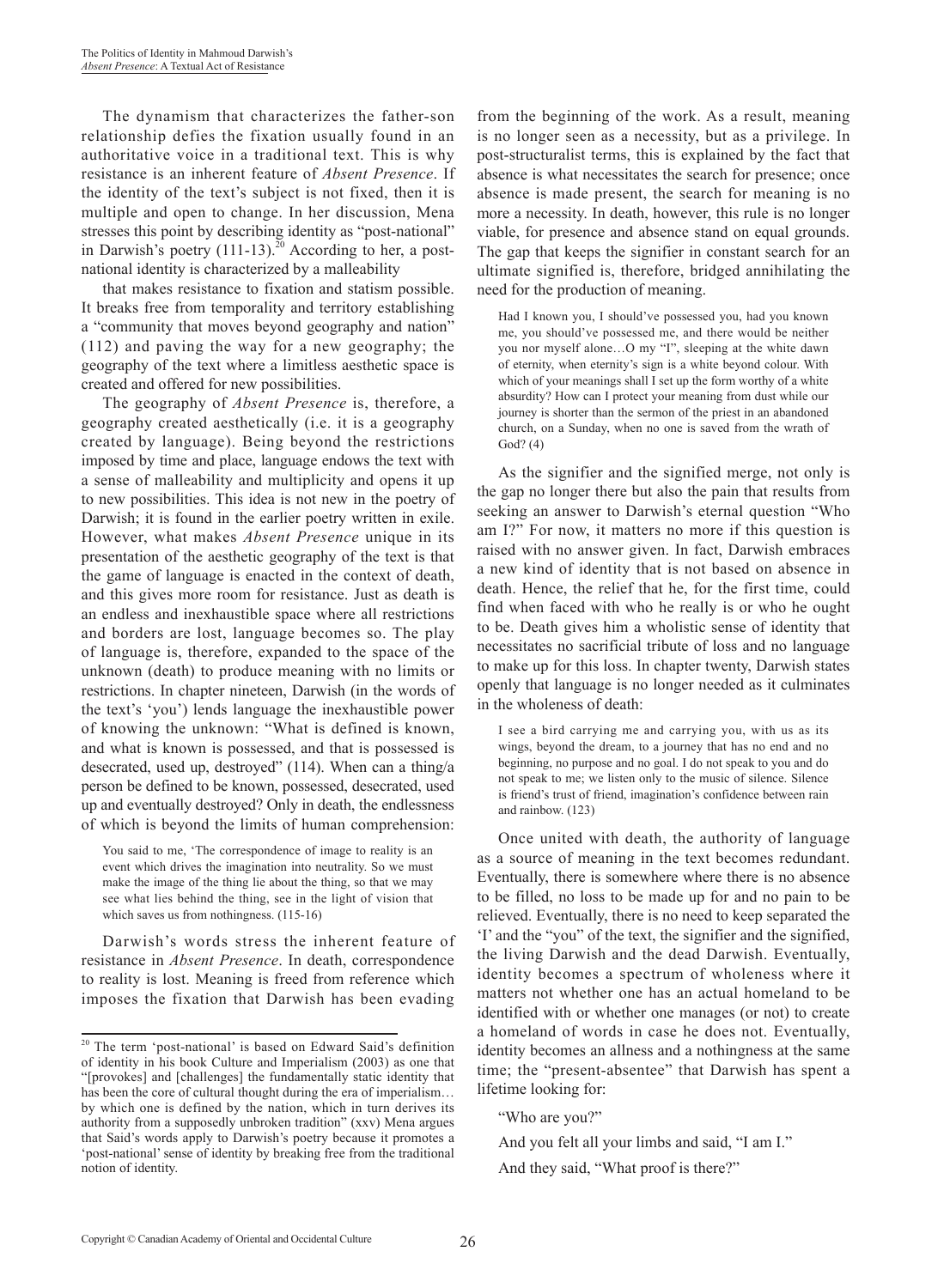The dynamism that characterizes the father-son relationship defies the fixation usually found in an authoritative voice in a traditional text. This is why resistance is an inherent feature of *Absent Presence*. If the identity of the text's subject is not fixed, then it is multiple and open to change. In her discussion, Mena stresses this point by describing identity as "post-national" in Darwish's poetry (111-13).[20] According to her, a post-national identity is characterized by a malleability

that makes resistance to fixation and statism possible. It breaks free from temporality and territory establishing a "community that moves beyond geography and nation" (112) and paving the way for a new geography; the geography of the text where a limitless aesthetic space is created and offered for new possibilities.

The geography of *Absent Presence* is, therefore, a geography created aesthetically (i.e. it is a geography created by language). Being beyond the restrictions imposed by time and place, language endows the text with a sense of malleability and multiplicity and opens it up to new possibilities. This idea is not new in the poetry of Darwish; it is found in the earlier poetry written in exile. However, what makes *Absent Presence* unique in its presentation of the aesthetic geography of the text is that the game of language is enacted in the context of death, and this gives more room for resistance. Just as death is an endless and inexhaustible space where all restrictions and borders are lost, language becomes so. The play of language is, therefore, expanded to the space of the unknown (death) to produce meaning with no limits or restrictions. In chapter nineteen, Darwish (in the words of the text's 'you') lends language the inexhaustible power of knowing the unknown: "What is defined is known, and what is known is possessed, and that is possessed is desecrated, used up, destroyed" (114). When can a thing/a person be defined to be known, possessed, desecrated, used up and eventually destroyed? Only in death, the endlessness of which is beyond the limits of human comprehension:

> You said to me, 'The correspondence of image to reality is an event which drives the imagination into neutrality. So we must make the image of the thing lie about the thing, so that we may see what lies behind the thing, see in the light of vision that which saves us from nothingness. (115-16)

Darwish's words stress the inherent feature of resistance in *Absent Presence*. In death, correspondence to reality is lost. Meaning is freed from reference which imposes the fixation that Darwish has been evading from the beginning of the work. As a result, meaning is no longer seen as a necessity, but as a privilege. In post-structuralist terms, this is explained by the fact that absence is what necessitates the search for presence; once absence is made present, the search for meaning is no more a necessity. In death, however, this rule is no longer viable, for presence and absence stand on equal grounds. The gap that keeps the signifier in constant search for an ultimate signified is, therefore, bridged annihilating the need for the production of meaning.

> Had I known you, I should've possessed you, had you known me, you should've possessed me, and there would be neither you nor myself alone…O my "I", sleeping at the white dawn of eternity, when eternity's sign is a white beyond colour. With which of your meanings shall I set up the form worthy of a white absurdity? How can I protect your meaning from dust while our journey is shorter than the sermon of the priest in an abandoned church, on a Sunday, when no one is saved from the wrath of God? (4)

As the signifier and the signified merge, not only is the gap no longer there but also the pain that results from seeking an answer to Darwish's eternal question "Who am I?" For now, it matters no more if this question is raised with no answer given. In fact, Darwish embraces a new kind of identity that is not based on absence in death. Hence, the relief that he, for the first time, could find when faced with who he really is or who he ought to be. Death gives him a wholistic sense of identity that necessitates no sacrificial tribute of loss and no language to make up for this loss. In chapter twenty, Darwish states openly that language is no longer needed as it culminates in the wholeness of death:

> I see a bird carrying me and carrying you, with us as its wings, beyond the dream, to a journey that has no end and no beginning, no purpose and no goal. I do not speak to you and do not speak to me; we listen only to the music of silence. Silence is friend's trust of friend, imagination's confidence between rain and rainbow. (123)

Once united with death, the authority of language as a source of meaning in the text becomes redundant. Eventually, there is somewhere where there is no absence to be filled, no loss to be made up for and no pain to be relieved. Eventually, there is no need to keep separated the 'I' and the "you" of the text, the signifier and the signified, the living Darwish and the dead Darwish. Eventually, identity becomes a spectrum of wholeness where it matters not whether one has an actual homeland to be identified with or whether one manages (or not) to create a homeland of words in case he does not. Eventually, identity becomes an allness and a nothingness at the same time; the "present-absentee" that Darwish has spent a lifetime looking for:

> "Who are you?"
>
> And you felt all your limbs and said, "I am I."
>
> And they said, "What proof is there?"

---

[20] The term 'post-national' is based on Edward Said's definition of identity in his book Culture and Imperialism (2003) as one that "[provokes] and [challenges] the fundamentally static identity that has been the core of cultural thought during the era of imperialism… by which one is defined by the nation, which in turn derives its authority from a supposedly unbroken tradition" (xxv) Mena argues that Said's words apply to Darwish's poetry because it promotes a 'post-national' sense of identity by breaking free from the traditional notion of identity.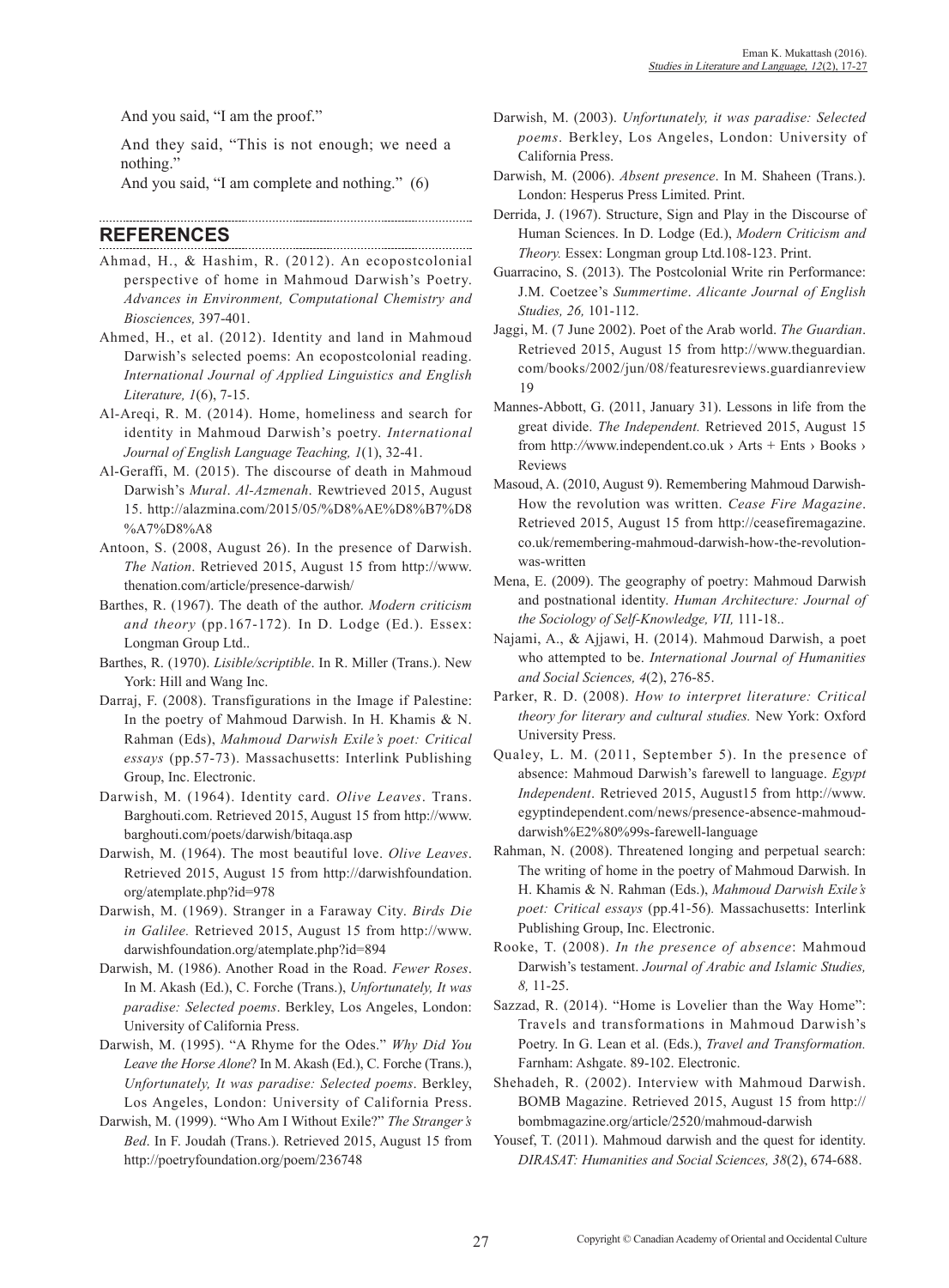And you said, "I am the proof."

And they said, "This is not enough; we need a nothing."

And you said, "I am complete and nothing." (6)

## REFERENCES

Ahmad, H., & Hashim, R. (2012). An ecopostcolonial perspective of home in Mahmoud Darwish's Poetry. *Advances in Environment, Computational Chemistry and Biosciences,* 397-401.

Ahmed, H., et al. (2012). Identity and land in Mahmoud Darwish's selected poems: An ecopostcolonial reading. *International Journal of Applied Linguistics and English Literature, 1*(6), 7-15.

Al-Areqi, R. M. (2014). Home, homeliness and search for identity in Mahmoud Darwish's poetry. *International Journal of English Language Teaching, 1*(1), 32-41.

Al-Geraffi, M. (2015). The discourse of death in Mahmoud Darwish's *Mural*. *Al-Azmenah*. Rewtrieved 2015, August 15. http://alazmina.com/2015/05/%D8%AE%D8%B7%D8%A7%D8%A8

Antoon, S. (2008, August 26). In the presence of Darwish. *The Nation*. Retrieved 2015, August 15 from http://www.thenation.com/article/presence-darwish/

Barthes, R. (1967). The death of the author. *Modern criticism and theory* (pp.167-172)*.* In D. Lodge (Ed.). Essex: Longman Group Ltd..

Barthes, R. (1970). *Lisible/scriptible*. In R. Miller (Trans.). New York: Hill and Wang Inc.

Darraj, F. (2008). Transfigurations in the Image if Palestine: In the poetry of Mahmoud Darwish. In H. Khamis & N. Rahman (Eds), *Mahmoud Darwish Exile's poet: Critical essays* (pp.57-73). Massachusetts: Interlink Publishing Group, Inc. Electronic.

Darwish, M. (1964). Identity card. *Olive Leaves*. Trans. Barghouti.com. Retrieved 2015, August 15 from http://www.barghouti.com/poets/darwish/bitaqa.asp

Darwish, M. (1964). The most beautiful love. *Olive Leaves*. Retrieved 2015, August 15 from http://darwishfoundation.org/atemplate.php?id=978

Darwish, M. (1969). Stranger in a Faraway City. *Birds Die in Galilee.* Retrieved 2015, August 15 from http://www.darwishfoundation.org/atemplate.php?id=894

Darwish, M. (1986). Another Road in the Road. *Fewer Roses*. In M. Akash (Ed.), C. Forche (Trans.), *Unfortunately, It was paradise: Selected poems*. Berkley, Los Angeles, London: University of California Press.

Darwish, M. (1995). "A Rhyme for the Odes." *Why Did You Leave the Horse Alone*? In M. Akash (Ed.), C. Forche (Trans.), *Unfortunately, It was paradise: Selected poems*. Berkley, Los Angeles, London: University of California Press.

Darwish, M. (1999). "Who Am I Without Exile?" *The Stranger's Bed*. In F. Joudah (Trans.). Retrieved 2015, August 15 from http://poetryfoundation.org/poem/236748

Darwish, M. (2003). *Unfortunately, it was paradise: Selected poems*. Berkley, Los Angeles, London: University of California Press.

Darwish, M. (2006). *Absent presence*. In M. Shaheen (Trans.). London: Hesperus Press Limited. Print.

Derrida, J. (1967). Structure, Sign and Play in the Discourse of Human Sciences. In D. Lodge (Ed.), *Modern Criticism and Theory.* Essex: Longman group Ltd.108-123. Print.

Guarracino, S. (2013). The Postcolonial Write rin Performance: J.M. Coetzee's *Summertime*. *Alicante Journal of English Studies, 26,* 101-112.

Jaggi, M. (7 June 2002). Poet of the Arab world. *The Guardian*. Retrieved 2015, August 15 from http://www.theguardian.com/books/2002/jun/08/featuresreviews.guardianreview19

Mannes-Abbott, G. (2011, January 31). Lessons in life from the great divide. *The Independent.* Retrieved 2015, August 15 from http://www.independent.co.uk › Arts + Ents › Books › Reviews

Masoud, A. (2010, August 9). Remembering Mahmoud Darwish-How the revolution was written. *Cease Fire Magazine*. Retrieved 2015, August 15 from http://ceasefiremagazine.co.uk/remembering-mahmoud-darwish-how-the-revolution-was-written

Mena, E. (2009). The geography of poetry: Mahmoud Darwish and postnational identity. *Human Architecture: Journal of the Sociology of Self-Knowledge, VII,* 111-18..

Najami, A., & Ajjawi, H. (2014). Mahmoud Darwish, a poet who attempted to be. *International Journal of Humanities and Social Sciences, 4*(2), 276-85.

Parker, R. D. (2008). *How to interpret literature: Critical theory for literary and cultural studies.* New York: Oxford University Press.

Qualey, L. M. (2011, September 5). In the presence of absence: Mahmoud Darwish's farewell to language. *Egypt Independent*. Retrieved 2015, August15 from http://www.egyptindependent.com/news/presence-absence-mahmoud-darwish%E2%80%99s-farewell-language

Rahman, N. (2008). Threatened longing and perpetual search: The writing of home in the poetry of Mahmoud Darwish. In H. Khamis & N. Rahman (Eds.), *Mahmoud Darwish Exile's poet: Critical essays* (pp.41-56)*.* Massachusetts: Interlink Publishing Group, Inc. Electronic.

Rooke, T. (2008). *In the presence of absence*: Mahmoud Darwish's testament. *Journal of Arabic and Islamic Studies, 8,* 11-25.

Sazzad, R. (2014). "Home is Lovelier than the Way Home": Travels and transformations in Mahmoud Darwish's Poetry. In G. Lean et al. (Eds.), *Travel and Transformation.* Farnham: Ashgate. 89-102. Electronic.

Shehadeh, R. (2002). Interview with Mahmoud Darwish. BOMB Magazine. Retrieved 2015, August 15 from http://bombmagazine.org/article/2520/mahmoud-darwish

Yousef, T. (2011). Mahmoud darwish and the quest for identity. *DIRASAT: Humanities and Social Sciences, 38*(2), 674-688.